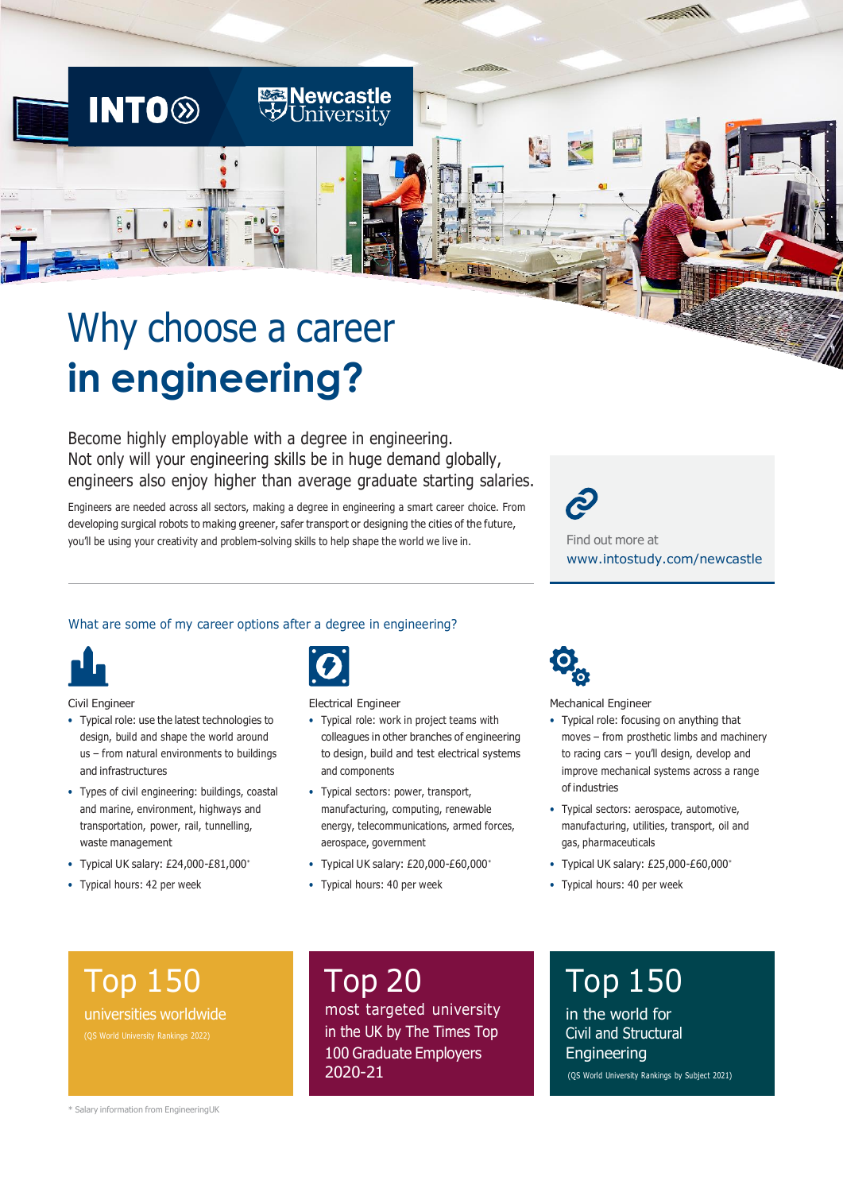INTO Newcastle University

# Why choose a career **in engineering?**

Become highly employable with a degree in engineering. Not only will your engineering skills be in huge demand globally, engineers also enjoy higher than average graduate starting salaries.

Engineers are needed across all sectors, making a degree in engineering a smart career choice. From developing surgical robots to making greener, safer transport or designing the cities of the future, you'll be using your creativity and problem-solving skills to help shape the world we live in.

Find out more at www.intostudy.com/newcastle

## What are some of my career options after a degree in engineering?

### Civil Engineer

- Typical role: use the latest technologies to design, build and shape the world around us – from natural environments to buildings and infrastructures
- Types of civil engineering: buildings, coastal and marine, environment, highways and transportation, power, rail, tunnelling, waste management
- Typical UK salary: £24,000-£81,000*
- Typical hours: 42 per week

### Electrical Engineer

- Typical role: work in project teams with colleagues in other branches of engineering to design, build and test electrical systems and components
- Typical sectors: power, transport, manufacturing, computing, renewable energy, telecommunications, armed forces, aerospace, government
- Typical UK salary: £20,000-£60,000*
- Typical hours: 40 per week

### Mechanical Engineer

- Typical role: focusing on anything that moves – from prosthetic limbs and machinery to racing cars – you'll design, develop and improve mechanical systems across a range of industries
- Typical sectors: aerospace, automotive, manufacturing, utilities, transport, oil and gas, pharmaceuticals
- Typical UK salary: £25,000-£60,000*
- Typical hours: 40 per week

**Top 150**
universities worldwide
(QS World University Rankings 2022)

**Top 20**
most targeted university in the UK by The Times Top 100 Graduate Employers 2020-21

**Top 150**
in the world for Civil and Structural Engineering
(QS World University Rankings by Subject 2021)

* Salary information from EngineeringUK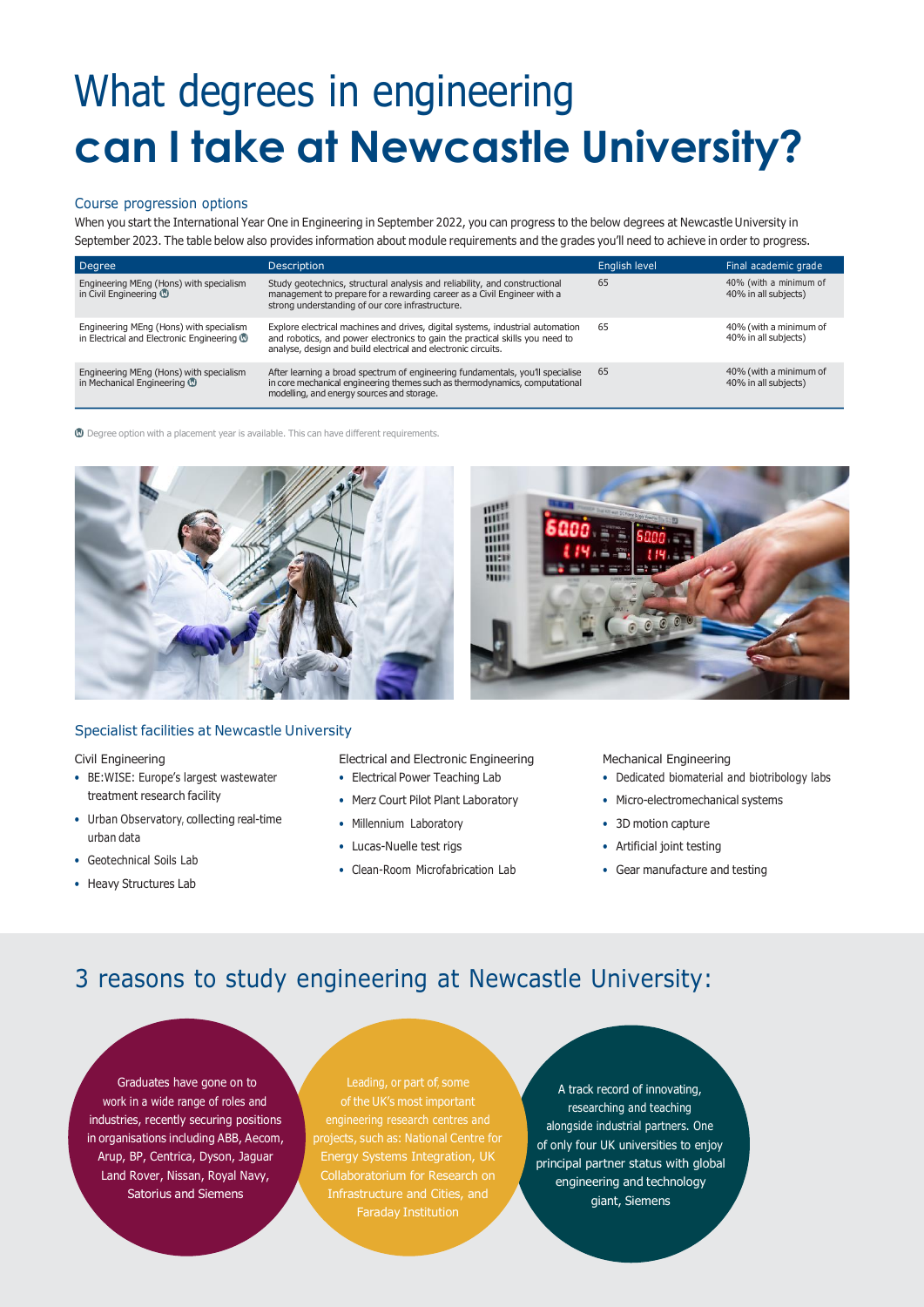# What degrees in engineering **can I take at Newcastle University?**

### Course progression options

When you start the International Year One in Engineering in September 2022, you can progress to the below degrees at Newcastle University in September 2023. The table below also provides information about module requirements and the grades you'll need to achieve in order to progress.

| Degree | Description | English level | Final academic grade |
|---|---|---|---|
| Engineering MEng (Hons) with specialism in Civil Engineering Ⓟ | Study geotechnics, structural analysis and reliability, and constructional management to prepare for a rewarding career as a Civil Engineer with a strong understanding of our core infrastructure. | 65 | 40% (with a minimum of 40% in all subjects) |
| Engineering MEng (Hons) with specialism in Electrical and Electronic Engineering Ⓟ | Explore electrical machines and drives, digital systems, industrial automation and robotics, and power electronics to gain the practical skills you need to analyse, design and build electrical and electronic circuits. | 65 | 40% (with a minimum of 40% in all subjects) |
| Engineering MEng (Hons) with specialism in Mechanical Engineering Ⓟ | After learning a broad spectrum of engineering fundamentals, you'll specialise in core mechanical engineering themes such as thermodynamics, computational modelling, and energy sources and storage. | 65 | 40% (with a minimum of 40% in all subjects) |

Ⓟ Degree option with a placement year is available. This can have different requirements.

### Specialist facilities at Newcastle University

**Civil Engineering**

- BE:WISE: Europe's largest wastewater treatment research facility
- Urban Observatory, collecting real-time urban data
- Geotechnical Soils Lab
- Heavy Structures Lab

**Electrical and Electronic Engineering**

- Electrical Power Teaching Lab
- Merz Court Pilot Plant Laboratory
- Millennium Laboratory
- Lucas-Nuelle test rigs
- Clean-Room Microfabrication Lab

**Mechanical Engineering**

- Dedicated biomaterial and biotribology labs
- Micro-electromechanical systems
- 3D motion capture
- Artificial joint testing
- Gear manufacture and testing

## 3 reasons to study engineering at Newcastle University:

- Graduates have gone on to work in a wide range of roles and industries, recently securing positions in organisations including ABB, Aecom, Arup, BP, Centrica, Dyson, Jaguar Land Rover, Nissan, Royal Navy, Satorius and Siemens
- Leading, or part of, some of the UK's most important engineering research centres and projects, such as: National Centre for Energy Systems Integration, UK Collaboratorium for Research on Infrastructure and Cities, and Faraday Institution
- A track record of innovating, researching and teaching alongside industrial partners. One of only four UK universities to enjoy principal partner status with global engineering and technology giant, Siemens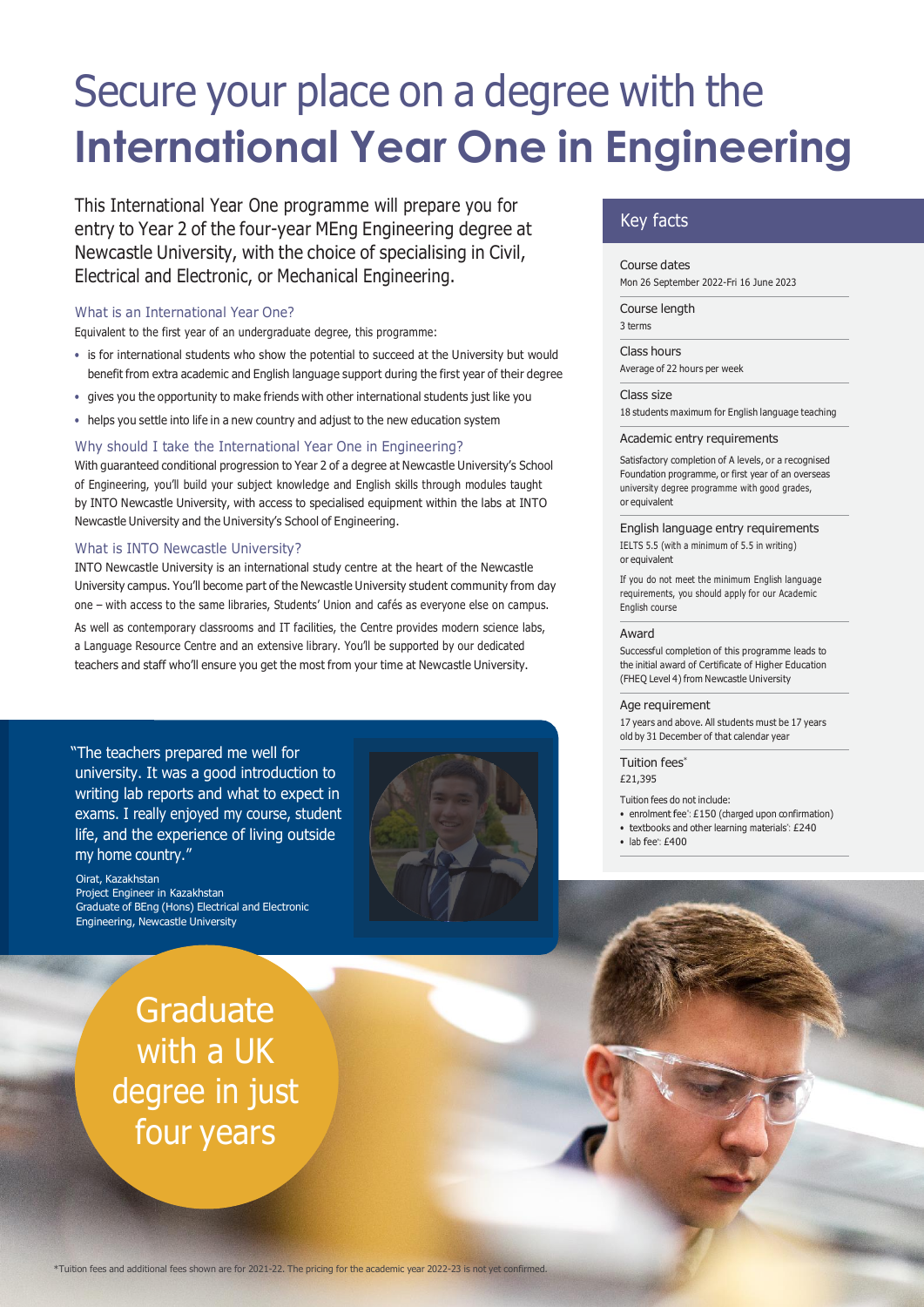# Secure your place on a degree with the **International Year One in Engineering**

This International Year One programme will prepare you for entry to Year 2 of the four-year MEng Engineering degree at Newcastle University, with the choice of specialising in Civil, Electrical and Electronic, or Mechanical Engineering.

### What is an International Year One?

Equivalent to the first year of an undergraduate degree, this programme:

- is for international students who show the potential to succeed at the University but would benefit from extra academic and English language support during the first year of their degree
- gives you the opportunity to make friends with other international students just like you
- helps you settle into life in a new country and adjust to the new education system

### Why should I take the International Year One in Engineering?

With guaranteed conditional progression to Year 2 of a degree at Newcastle University's School of Engineering, you'll build your subject knowledge and English skills through modules taught by INTO Newcastle University, with access to specialised equipment within the labs at INTO Newcastle University and the University's School of Engineering.

### What is INTO Newcastle University?

INTO Newcastle University is an international study centre at the heart of the Newcastle University campus. You'll become part of the Newcastle University student community from day one – with access to the same libraries, Students' Union and cafés as everyone else on campus.

As well as contemporary classrooms and IT facilities, the Centre provides modern science labs, a Language Resource Centre and an extensive library. You'll be supported by our dedicated teachers and staff who'll ensure you get the most from your time at Newcastle University.

"The teachers prepared me well for university. It was a good introduction to writing lab reports and what to expect in exams. I really enjoyed my course, student life, and the experience of living outside my home country."

Oirat, Kazakhstan
Project Engineer in Kazakhstan
Graduate of BEng (Hons) Electrical and Electronic Engineering, Newcastle University

## Key facts

**Course dates**
Mon 26 September 2022-Fri 16 June 2023

**Course length**
3 terms

**Class hours**
Average of 22 hours per week

**Class size**
18 students maximum for English language teaching

**Academic entry requirements**
Satisfactory completion of A levels, or a recognised Foundation programme, or first year of an overseas university degree programme with good grades, or equivalent

**English language entry requirements**
IELTS 5.5 (with a minimum of 5.5 in writing) or equivalent

If you do not meet the minimum English language requirements, you should apply for our Academic English course

**Award**
Successful completion of this programme leads to the initial award of Certificate of Higher Education (FHEQ Level 4) from Newcastle University

**Age requirement**
17 years and above. All students must be 17 years old by 31 December of that calendar year

**Tuition fees***
£21,395

Tuition fees do not include:

- enrolment fee*: £150 (charged upon confirmation)
- textbooks and other learning materials*: £240
- lab fee*: £400

Graduate with a UK degree in just four years

*Tuition fees and additional fees shown are for 2021-22. The pricing for the academic year 2022-23 is not yet confirmed.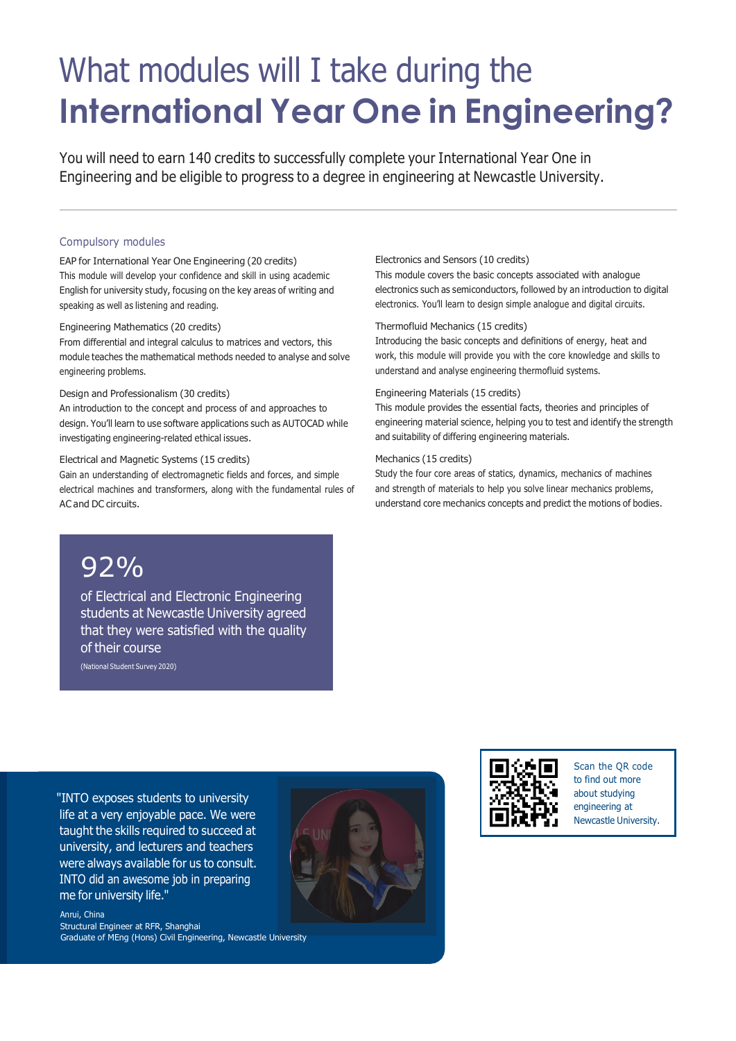# What modules will I take during the **International Year One in Engineering?**

You will need to earn 140 credits to successfully complete your International Year One in Engineering and be eligible to progress to a degree in engineering at Newcastle University.

## Compulsory modules

**EAP for International Year One Engineering (20 credits)**
This module will develop your confidence and skill in using academic English for university study, focusing on the key areas of writing and speaking as well as listening and reading.

**Engineering Mathematics (20 credits)**
From differential and integral calculus to matrices and vectors, this module teaches the mathematical methods needed to analyse and solve engineering problems.

**Design and Professionalism (30 credits)**
An introduction to the concept and process of and approaches to design. You'll learn to use software applications such as AUTOCAD while investigating engineering-related ethical issues.

**Electrical and Magnetic Systems (15 credits)**
Gain an understanding of electromagnetic fields and forces, and simple electrical machines and transformers, along with the fundamental rules of AC and DC circuits.

**Electronics and Sensors (10 credits)**
This module covers the basic concepts associated with analogue electronics such as semiconductors, followed by an introduction to digital electronics. You'll learn to design simple analogue and digital circuits.

**Thermofluid Mechanics (15 credits)**
Introducing the basic concepts and definitions of energy, heat and work, this module will provide you with the core knowledge and skills to understand and analyse engineering thermofluid systems.

**Engineering Materials (15 credits)**
This module provides the essential facts, theories and principles of engineering material science, helping you to test and identify the strength and suitability of differing engineering materials.

**Mechanics (15 credits)**
Study the four core areas of statics, dynamics, mechanics of machines and strength of materials to help you solve linear mechanics problems, understand core mechanics concepts and predict the motions of bodies.

**92%**

of Electrical and Electronic Engineering students at Newcastle University agreed that they were satisfied with the quality of their course

(National Student Survey 2020)

"INTO exposes students to university life at a very enjoyable pace. We were taught the skills required to succeed at university, and lecturers and teachers were always available for us to consult. INTO did an awesome job in preparing me for university life."

Anrui, China
Structural Engineer at RFR, Shanghai
Graduate of MEng (Hons) Civil Engineering, Newcastle University

Scan the QR code to find out more about studying engineering at Newcastle University.